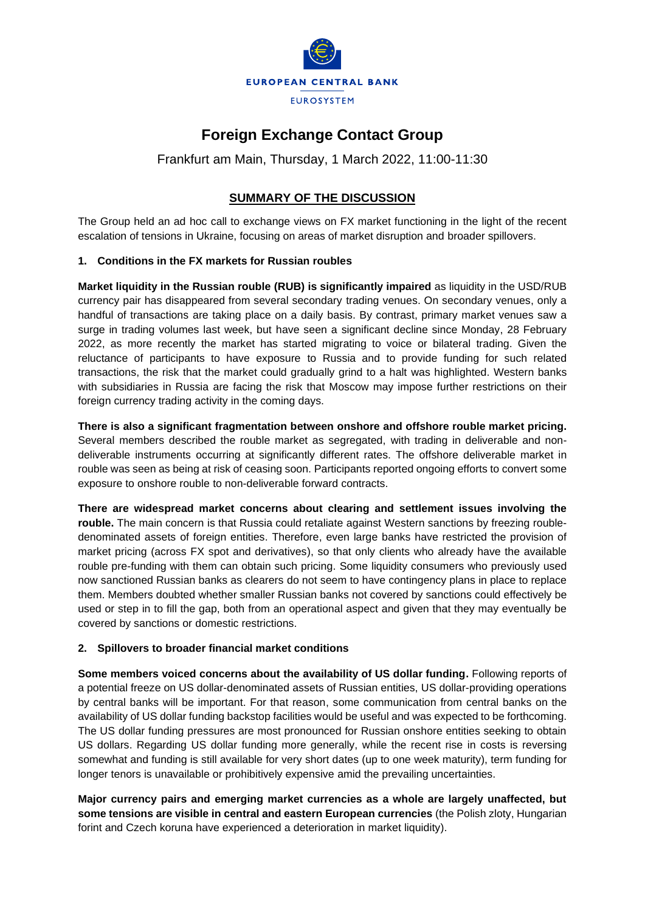EUROPEAN CENTRAL BANK

EUROSYSTEM

# Foreign Exchange Contact Group

Frankfurt am Main, Thursday, 1 March 2022, 11:00-11:30

## SUMMARY OF THE DISCUSSION

The Group held an ad hoc call to exchange views on FX market functioning in the light of the recent escalation of tensions in Ukraine, focusing on areas of market disruption and broader spillovers.

### 1. Conditions in the FX markets for Russian roubles

**Market liquidity in the Russian rouble (RUB) is significantly impaired** as liquidity in the USD/RUB currency pair has disappeared from several secondary trading venues. On secondary venues, only a handful of transactions are taking place on a daily basis. By contrast, primary market venues saw a surge in trading volumes last week, but have seen a significant decline since Monday, 28 February 2022, as more recently the market has started migrating to voice or bilateral trading. Given the reluctance of participants to have exposure to Russia and to provide funding for such related transactions, the risk that the market could gradually grind to a halt was highlighted. Western banks with subsidiaries in Russia are facing the risk that Moscow may impose further restrictions on their foreign currency trading activity in the coming days.

**There is also a significant fragmentation between onshore and offshore rouble market pricing.** Several members described the rouble market as segregated, with trading in deliverable and non-deliverable instruments occurring at significantly different rates. The offshore deliverable market in rouble was seen as being at risk of ceasing soon. Participants reported ongoing efforts to convert some exposure to onshore rouble to non-deliverable forward contracts.

**There are widespread market concerns about clearing and settlement issues involving the rouble.** The main concern is that Russia could retaliate against Western sanctions by freezing rouble-denominated assets of foreign entities. Therefore, even large banks have restricted the provision of market pricing (across FX spot and derivatives), so that only clients who already have the available rouble pre-funding with them can obtain such pricing. Some liquidity consumers who previously used now sanctioned Russian banks as clearers do not seem to have contingency plans in place to replace them. Members doubted whether smaller Russian banks not covered by sanctions could effectively be used or step in to fill the gap, both from an operational aspect and given that they may eventually be covered by sanctions or domestic restrictions.

### 2. Spillovers to broader financial market conditions

**Some members voiced concerns about the availability of US dollar funding.** Following reports of a potential freeze on US dollar-denominated assets of Russian entities, US dollar-providing operations by central banks will be important. For that reason, some communication from central banks on the availability of US dollar funding backstop facilities would be useful and was expected to be forthcoming. The US dollar funding pressures are most pronounced for Russian onshore entities seeking to obtain US dollars. Regarding US dollar funding more generally, while the recent rise in costs is reversing somewhat and funding is still available for very short dates (up to one week maturity), term funding for longer tenors is unavailable or prohibitively expensive amid the prevailing uncertainties.

**Major currency pairs and emerging market currencies as a whole are largely unaffected, but some tensions are visible in central and eastern European currencies** (the Polish zloty, Hungarian forint and Czech koruna have experienced a deterioration in market liquidity).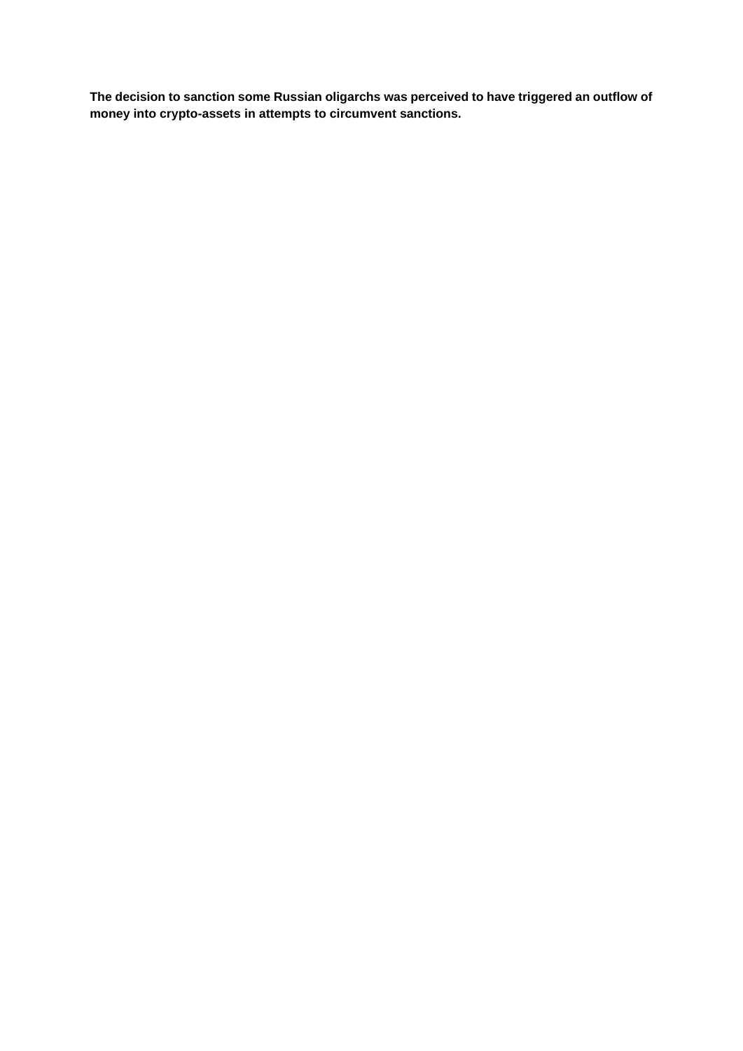**The decision to sanction some Russian oligarchs was perceived to have triggered an outflow of money into crypto-assets in attempts to circumvent sanctions.**